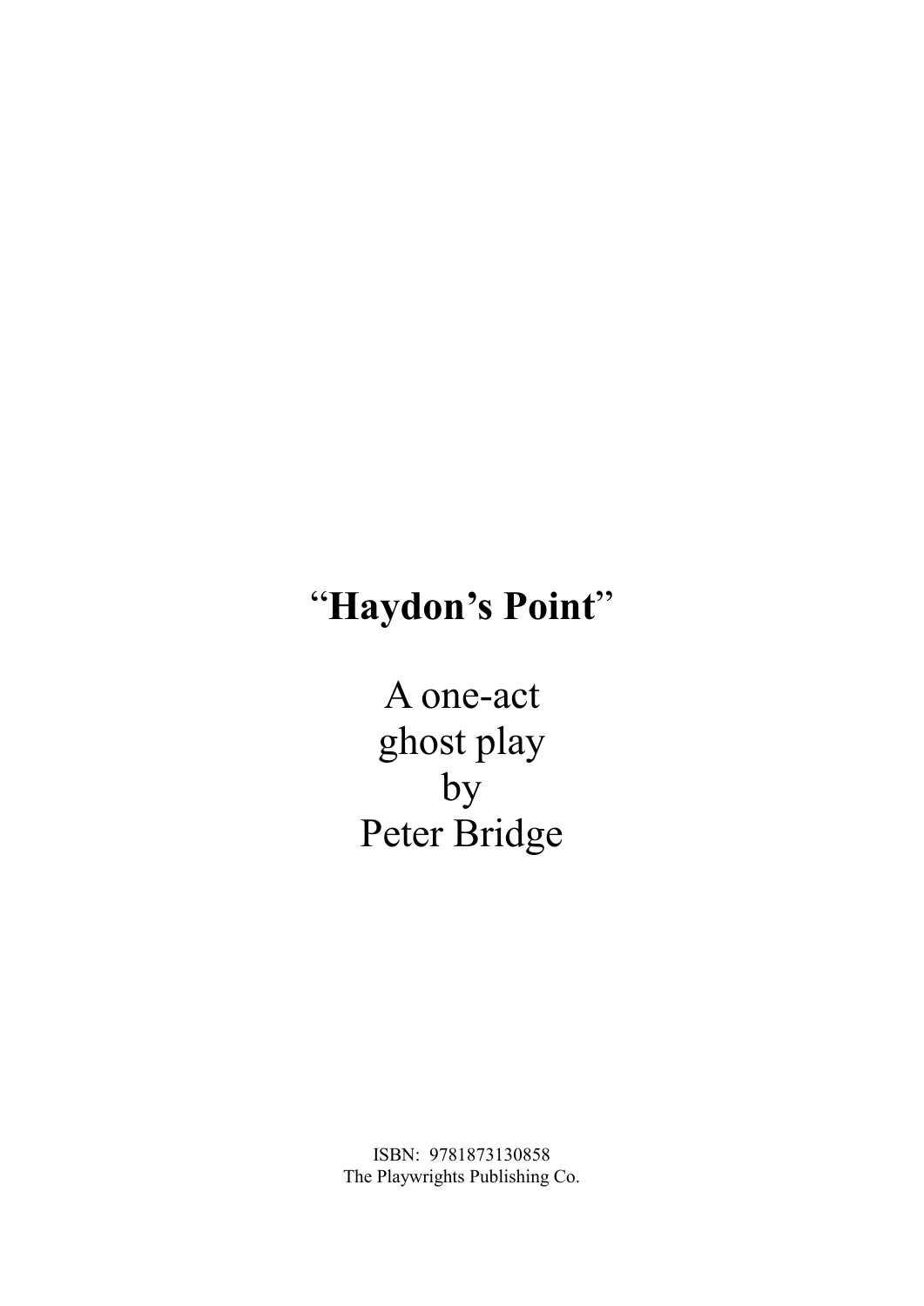# "**Haydon's Point**"

A one-act
ghost play
by
Peter Bridge

ISBN: 9781873130858
The Playwrights Publishing Co.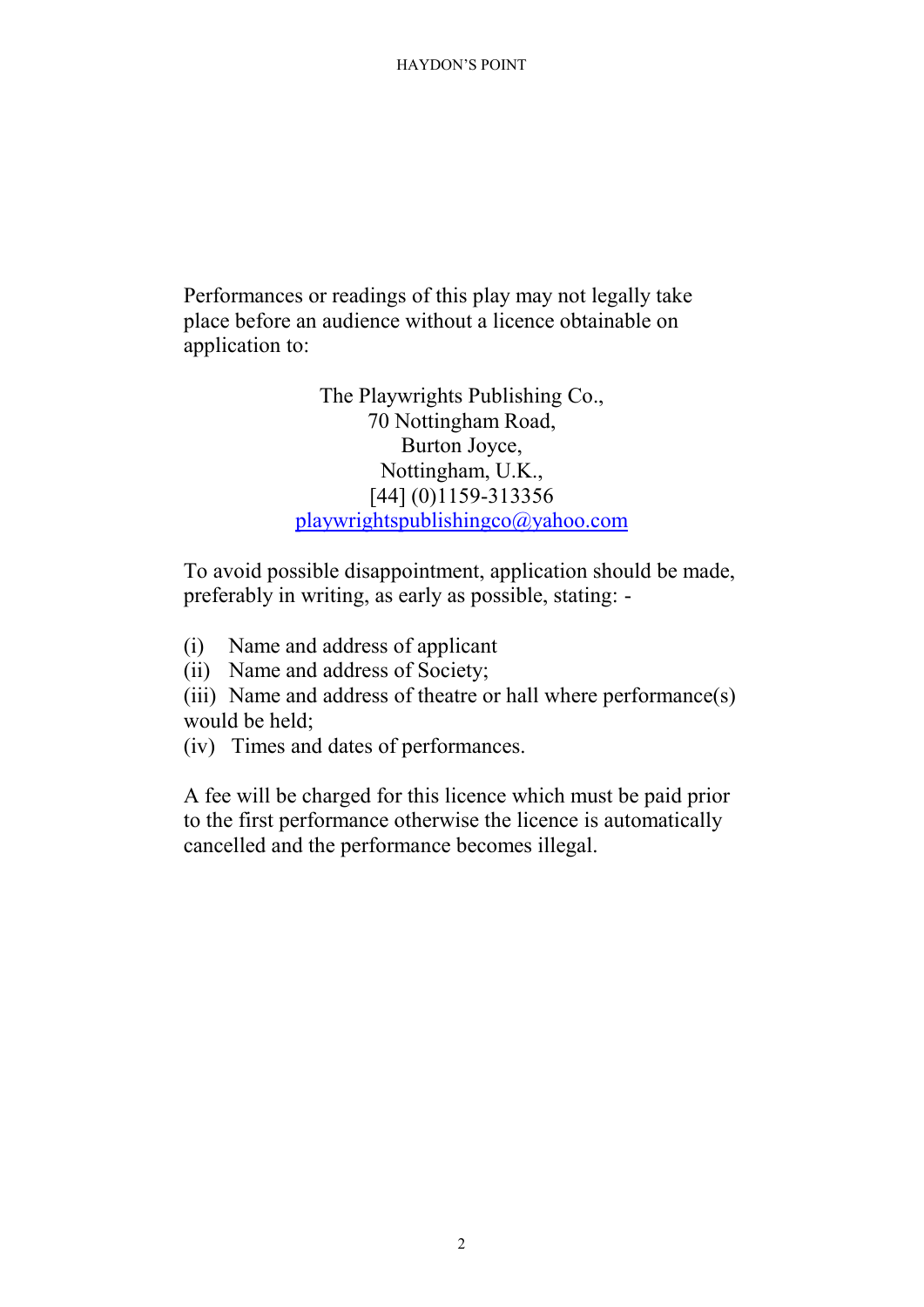Performances or readings of this play may not legally take place before an audience without a licence obtainable on application to:

The Playwrights Publishing Co.,
70 Nottingham Road,
Burton Joyce,
Nottingham, U.K.,
[44] (0)1159-313356
playwrightspublishingco@yahoo.com

To avoid possible disappointment, application should be made, preferably in writing, as early as possible, stating: -

(i) Name and address of applicant
(ii) Name and address of Society;
(iii) Name and address of theatre or hall where performance(s) would be held;
(iv) Times and dates of performances.

A fee will be charged for this licence which must be paid prior to the first performance otherwise the licence is automatically cancelled and the performance becomes illegal.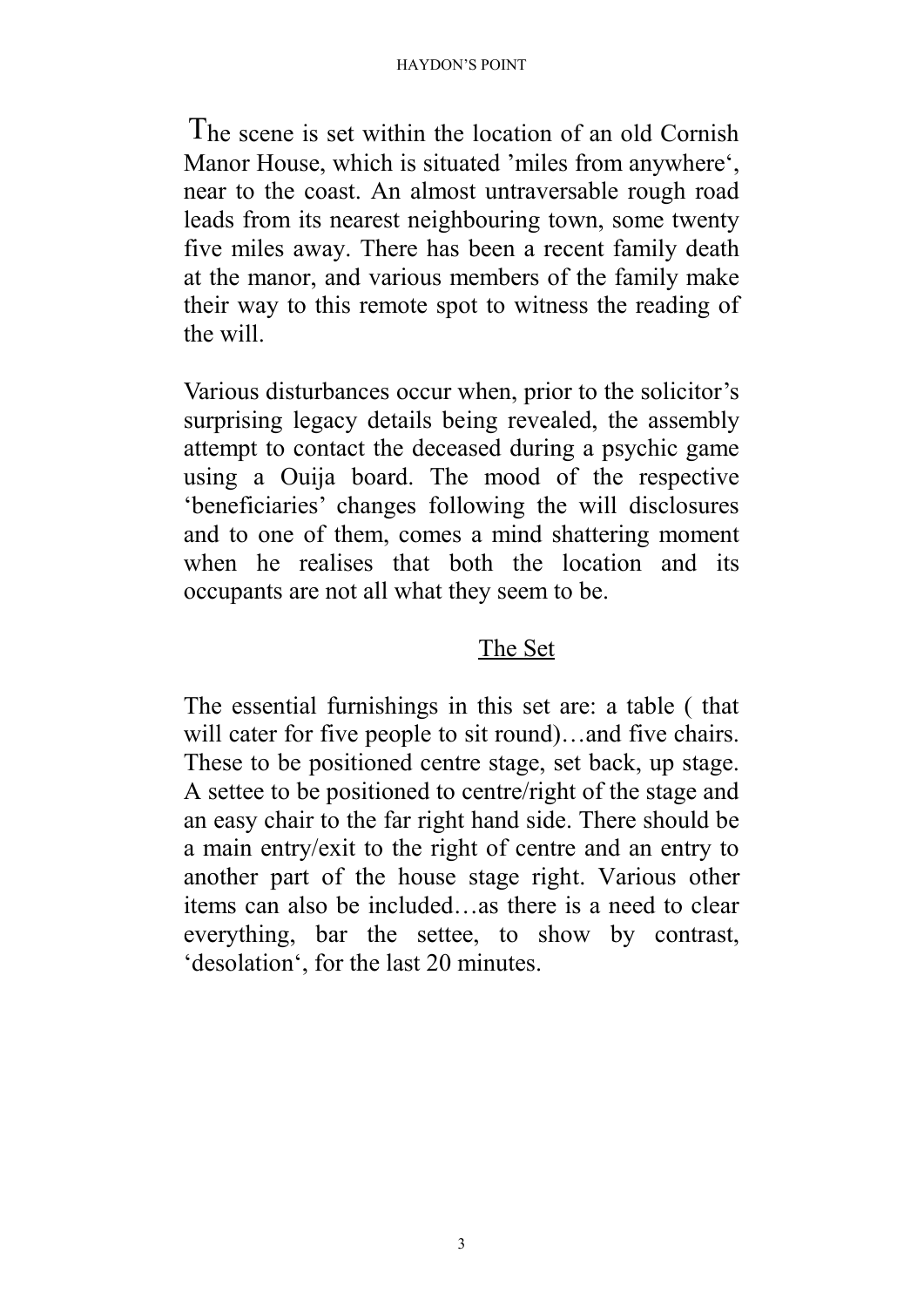The scene is set within the location of an old Cornish Manor House, which is situated 'miles from anywhere', near to the coast. An almost untraversable rough road leads from its nearest neighbouring town, some twenty five miles away. There has been a recent family death at the manor, and various members of the family make their way to this remote spot to witness the reading of the will.

Various disturbances occur when, prior to the solicitor's surprising legacy details being revealed, the assembly attempt to contact the deceased during a psychic game using a Ouija board. The mood of the respective 'beneficiaries' changes following the will disclosures and to one of them, comes a mind shattering moment when he realises that both the location and its occupants are not all what they seem to be.

## The Set

The essential furnishings in this set are: a table ( that will cater for five people to sit round)…and five chairs. These to be positioned centre stage, set back, up stage. A settee to be positioned to centre/right of the stage and an easy chair to the far right hand side. There should be a main entry/exit to the right of centre and an entry to another part of the house stage right. Various other items can also be included…as there is a need to clear everything, bar the settee, to show by contrast, 'desolation', for the last 20 minutes.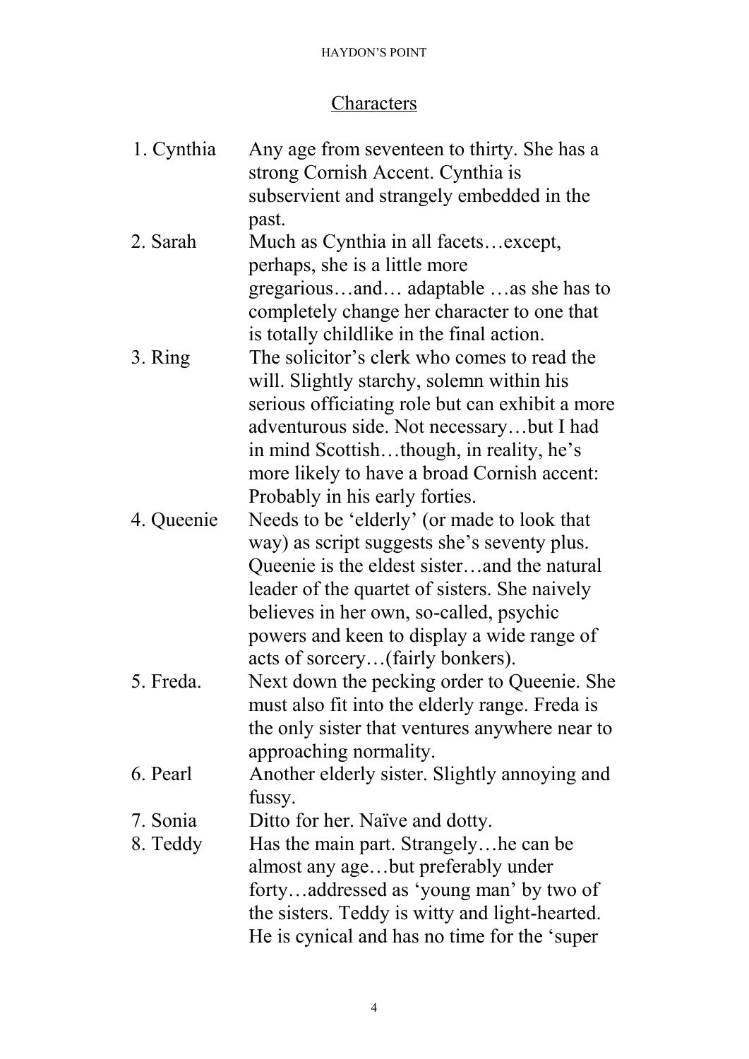## Characters

1. Cynthia — Any age from seventeen to thirty. She has a strong Cornish Accent. Cynthia is subservient and strangely embedded in the past.
2. Sarah — Much as Cynthia in all facets…except, perhaps, she is a little more gregarious…and… adaptable …as she has to completely change her character to one that is totally childlike in the final action.
3. Ring — The solicitor's clerk who comes to read the will. Slightly starchy, solemn within his serious officiating role but can exhibit a more adventurous side. Not necessary…but I had in mind Scottish…though, in reality, he's more likely to have a broad Cornish accent: Probably in his early forties.
4. Queenie — Needs to be 'elderly' (or made to look that way) as script suggests she's seventy plus. Queenie is the eldest sister…and the natural leader of the quartet of sisters. She naively believes in her own, so-called, psychic powers and keen to display a wide range of acts of sorcery…(fairly bonkers).
5. Freda. — Next down the pecking order to Queenie. She must also fit into the elderly range. Freda is the only sister that ventures anywhere near to approaching normality.
6. Pearl — Another elderly sister. Slightly annoying and fussy.
7. Sonia — Ditto for her. Naïve and dotty.
8. Teddy — Has the main part. Strangely…he can be almost any age…but preferably under forty…addressed as 'young man' by two of the sisters. Teddy is witty and light-hearted. He is cynical and has no time for the 'super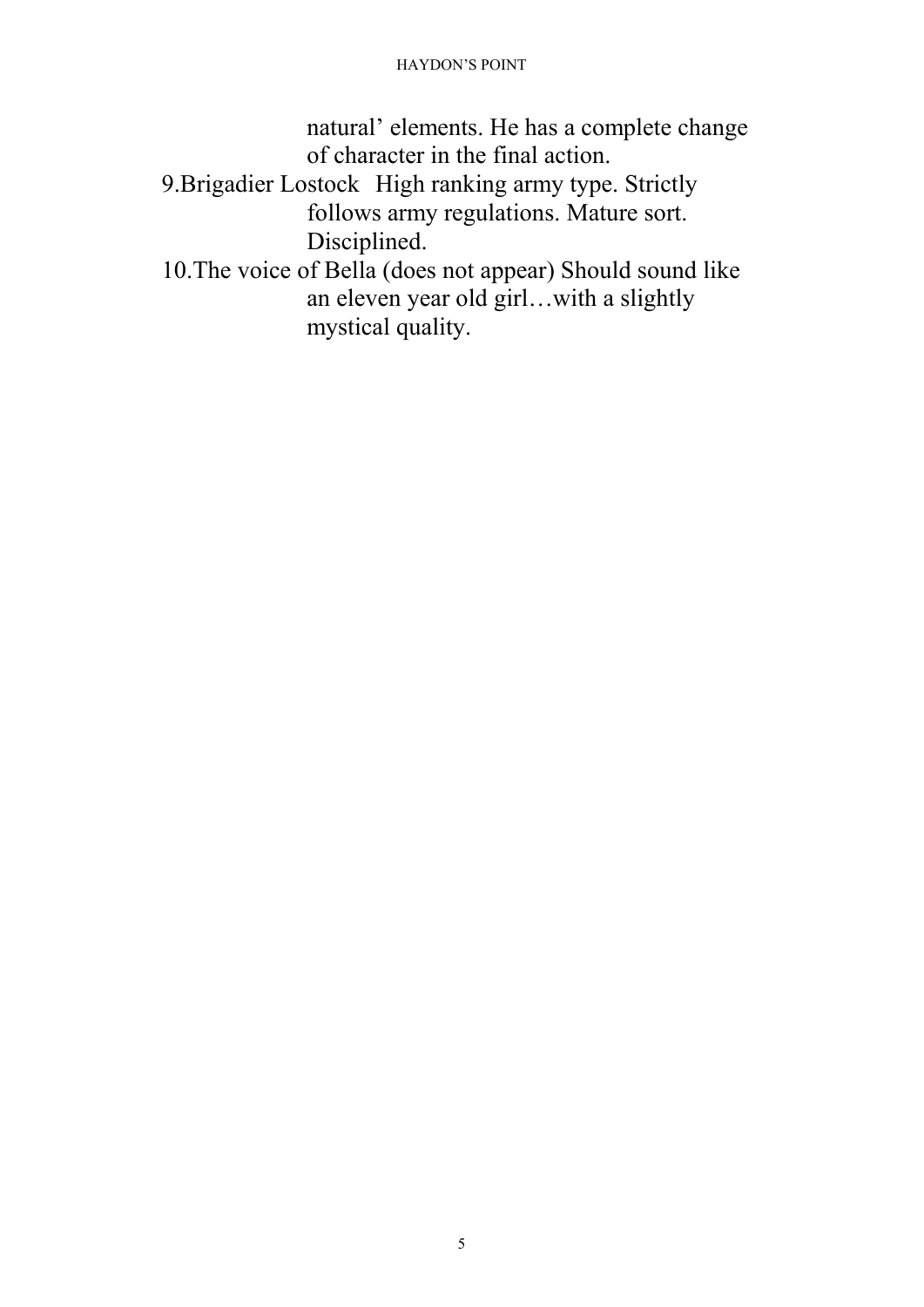natural' elements. He has a complete change of character in the final action.

9. Brigadier Lostock   High ranking army type. Strictly follows army regulations. Mature sort. Disciplined.

10. The voice of Bella (does not appear) Should sound like an eleven year old girl…with a slightly mystical quality.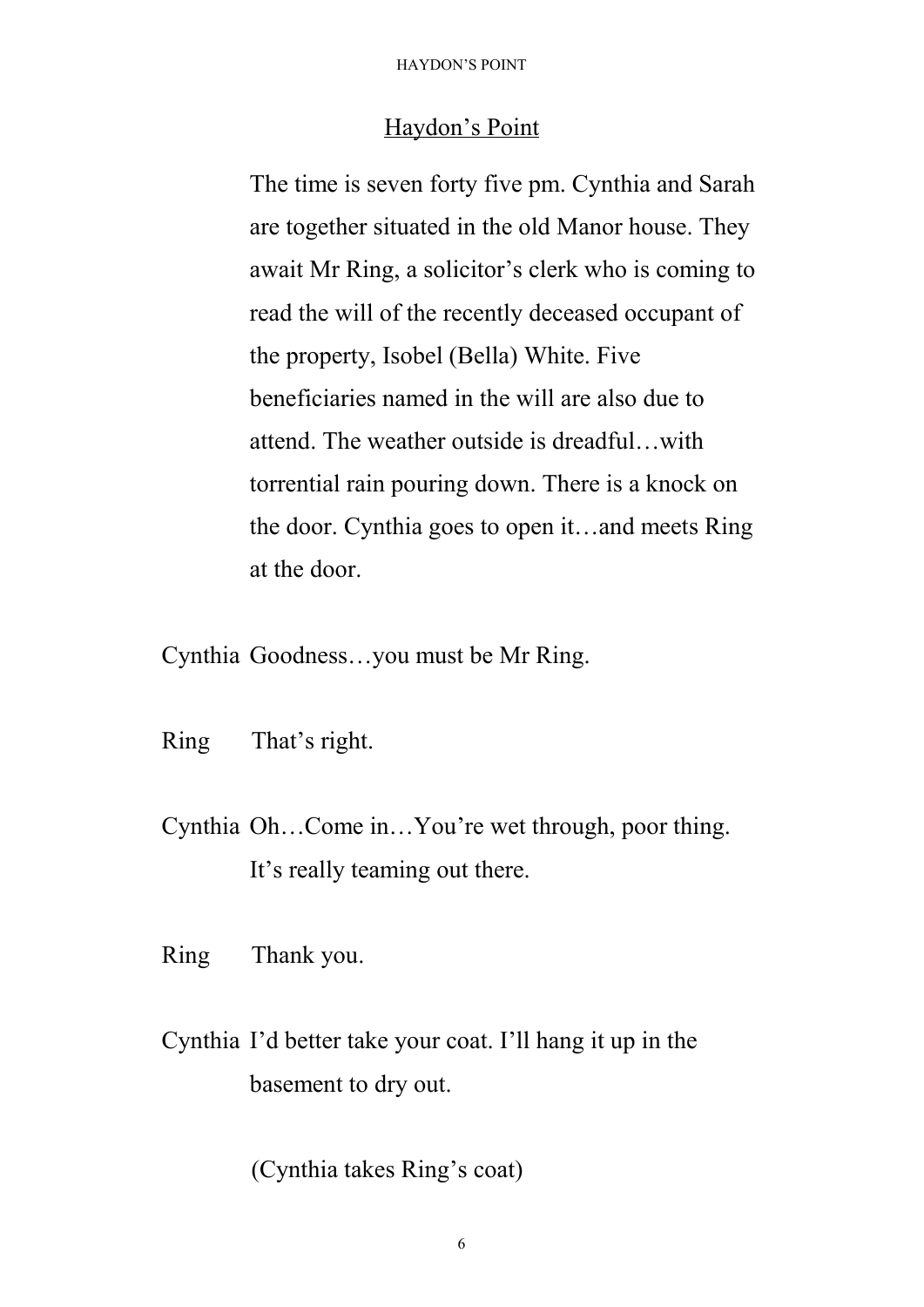# Haydon's Point

The time is seven forty five pm. Cynthia and Sarah are together situated in the old Manor house. They await Mr Ring, a solicitor's clerk who is coming to read the will of the recently deceased occupant of the property, Isobel (Bella) White. Five beneficiaries named in the will are also due to attend. The weather outside is dreadful…with torrential rain pouring down. There is a knock on the door. Cynthia goes to open it…and meets Ring at the door.

Cynthia Goodness…you must be Mr Ring.

Ring That's right.

Cynthia Oh…Come in…You're wet through, poor thing. It's really teaming out there.

Ring Thank you.

Cynthia I'd better take your coat. I'll hang it up in the basement to dry out.

(Cynthia takes Ring's coat)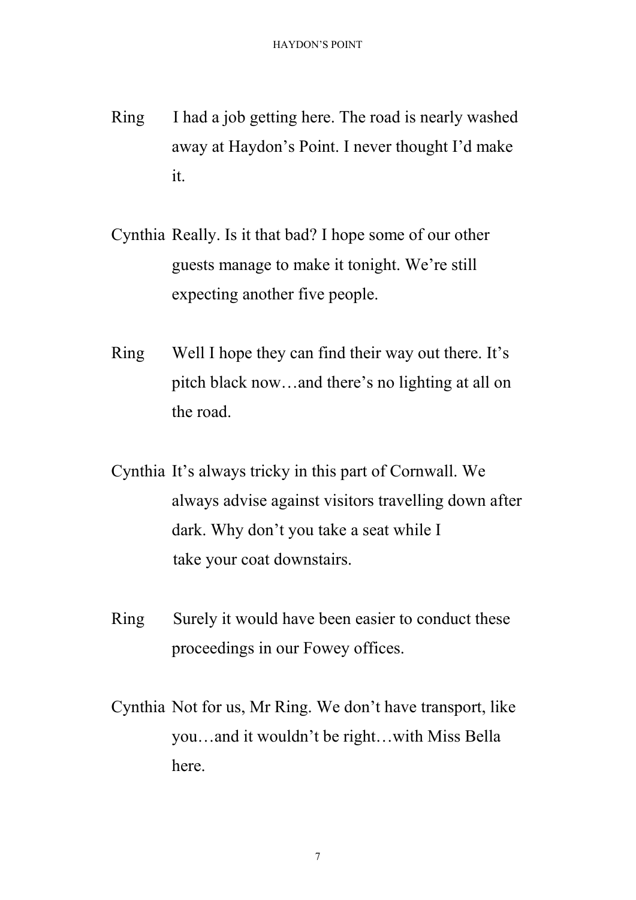Ring I had a job getting here. The road is nearly washed away at Haydon's Point. I never thought I'd make it.

Cynthia Really. Is it that bad? I hope some of our other guests manage to make it tonight. We're still expecting another five people.

Ring Well I hope they can find their way out there. It's pitch black now…and there's no lighting at all on the road.

Cynthia It's always tricky in this part of Cornwall. We always advise against visitors travelling down after dark. Why don't you take a seat while I take your coat downstairs.

Ring Surely it would have been easier to conduct these proceedings in our Fowey offices.

Cynthia Not for us, Mr Ring. We don't have transport, like you…and it wouldn't be right…with Miss Bella here.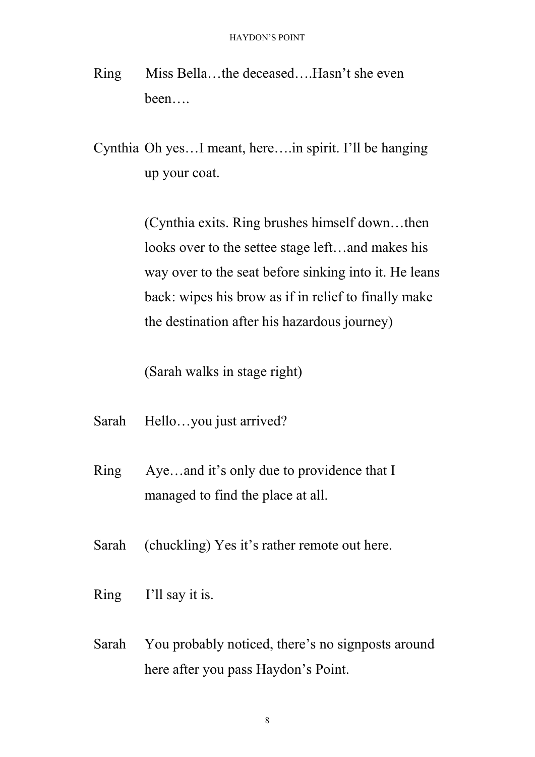Ring Miss Bella…the deceased….Hasn’t she even been….

Cynthia Oh yes…I meant, here….in spirit. I’ll be hanging up your coat.

(Cynthia exits. Ring brushes himself down…then looks over to the settee stage left…and makes his way over to the seat before sinking into it. He leans back: wipes his brow as if in relief to finally make the destination after his hazardous journey)

(Sarah walks in stage right)

Sarah Hello…you just arrived?

Ring Aye…and it’s only due to providence that I managed to find the place at all.

Sarah (chuckling) Yes it’s rather remote out here.

Ring I’ll say it is.

Sarah You probably noticed, there’s no signposts around here after you pass Haydon’s Point.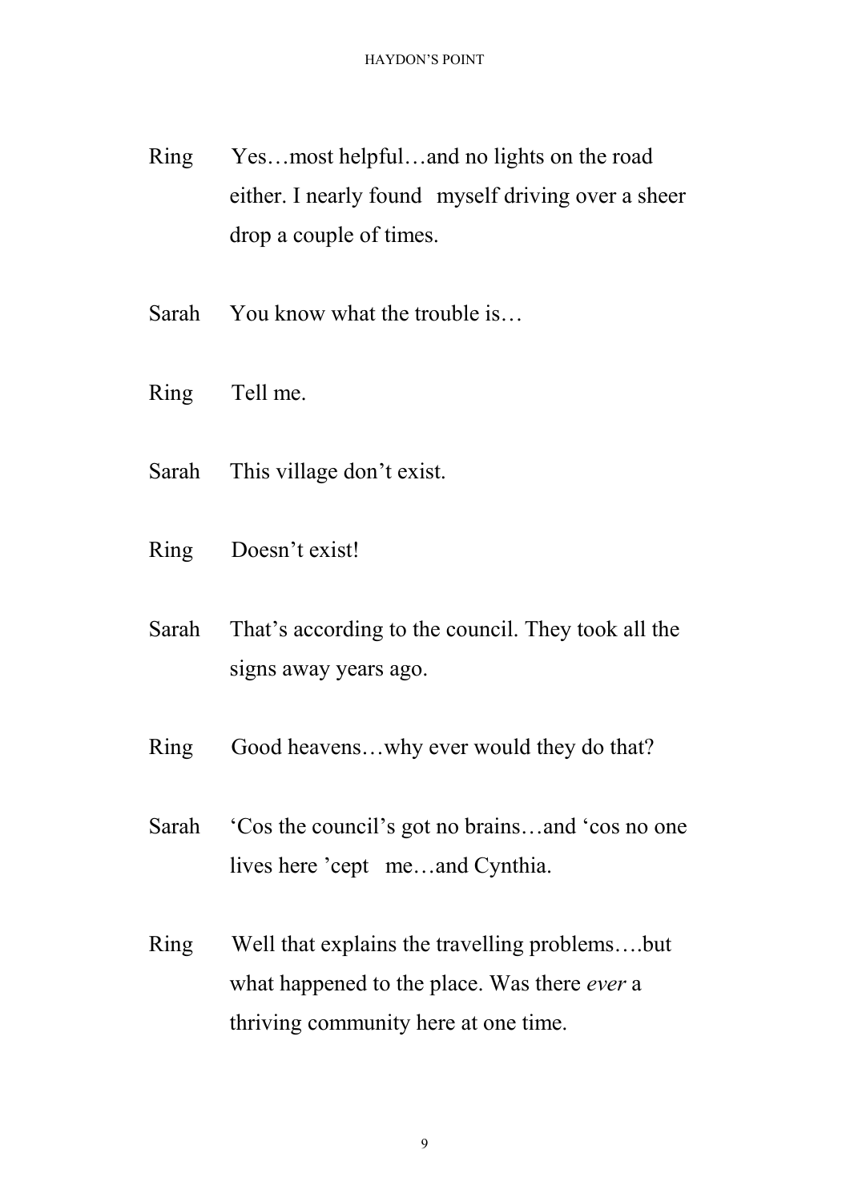Ring Yes…most helpful…and no lights on the road either. I nearly found myself driving over a sheer drop a couple of times.

Sarah You know what the trouble is…

Ring Tell me.

Sarah This village don't exist.

Ring Doesn't exist!

Sarah That's according to the council. They took all the signs away years ago.

Ring Good heavens…why ever would they do that?

Sarah 'Cos the council's got no brains…and 'cos no one lives here 'cept me…and Cynthia.

Ring Well that explains the travelling problems….but what happened to the place. Was there *ever* a thriving community here at one time.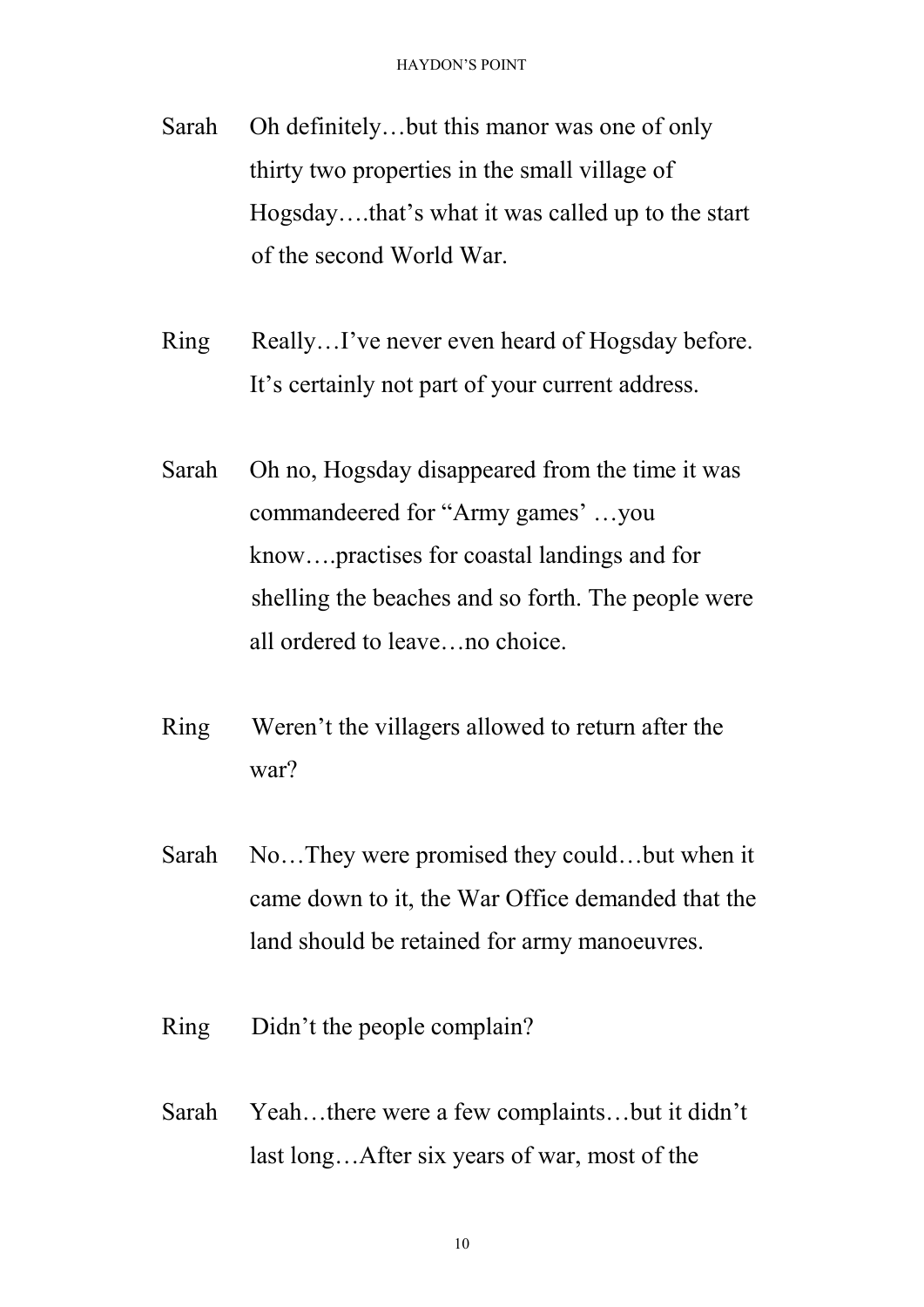Sarah Oh definitely…but this manor was one of only thirty two properties in the small village of Hogsday….that's what it was called up to the start of the second World War.

Ring Really…I've never even heard of Hogsday before. It's certainly not part of your current address.

Sarah Oh no, Hogsday disappeared from the time it was commandeered for "Army games' …you know….practises for coastal landings and for shelling the beaches and so forth. The people were all ordered to leave…no choice.

Ring Weren't the villagers allowed to return after the war?

Sarah No…They were promised they could…but when it came down to it, the War Office demanded that the land should be retained for army manoeuvres.

Ring Didn't the people complain?

Sarah Yeah…there were a few complaints…but it didn't last long…After six years of war, most of the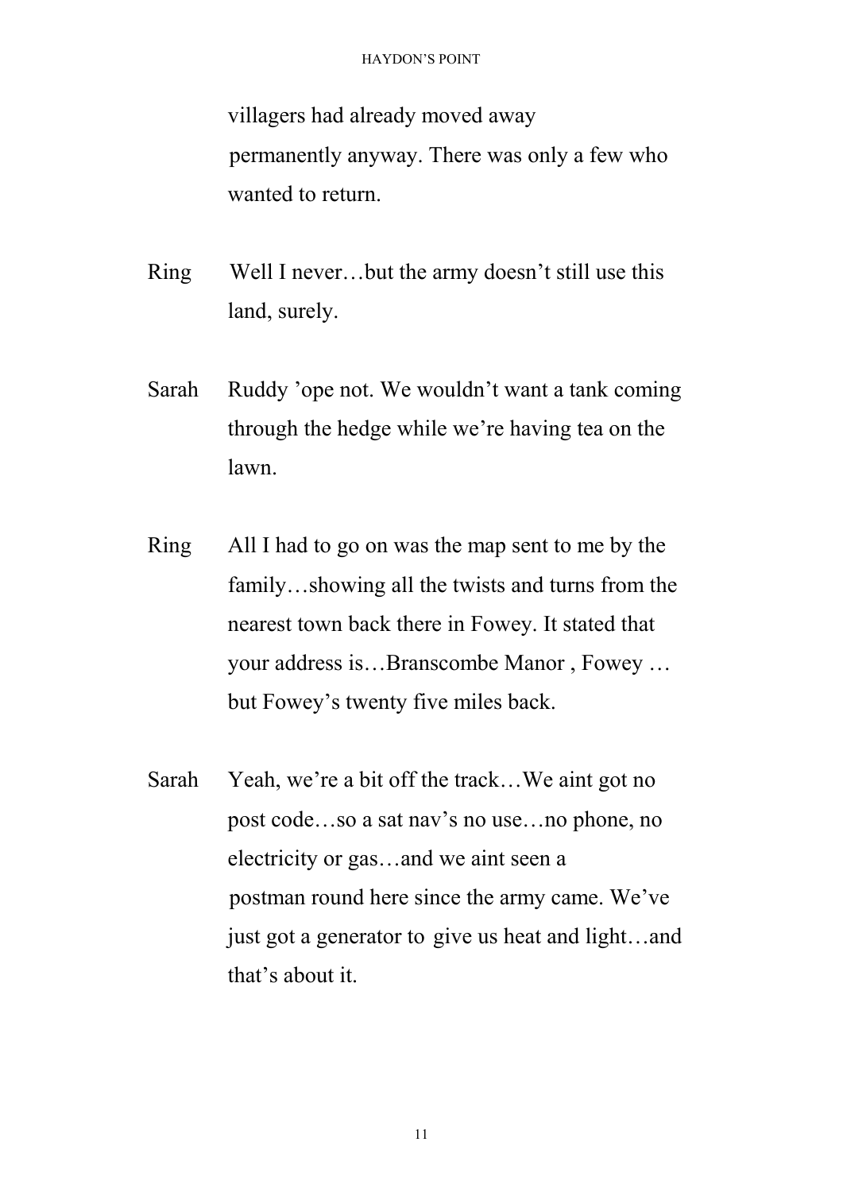villagers had already moved away permanently anyway. There was only a few who wanted to return.

Ring Well I never…but the army doesn't still use this land, surely.

Sarah Ruddy 'ope not. We wouldn't want a tank coming through the hedge while we're having tea on the lawn.

Ring All I had to go on was the map sent to me by the family…showing all the twists and turns from the nearest town back there in Fowey. It stated that your address is…Branscombe Manor , Fowey … but Fowey's twenty five miles back.

Sarah Yeah, we're a bit off the track…We aint got no post code…so a sat nav's no use…no phone, no electricity or gas…and we aint seen a postman round here since the army came. We've just got a generator to give us heat and light…and that's about it.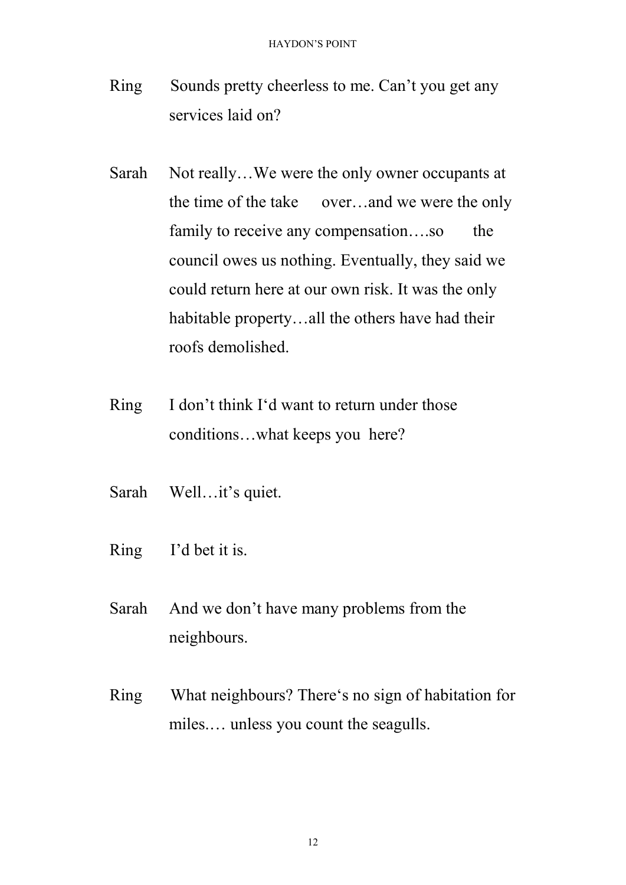Ring Sounds pretty cheerless to me. Can't you get any services laid on?

Sarah Not really…We were the only owner occupants at the time of the take over…and we were the only family to receive any compensation….so the council owes us nothing. Eventually, they said we could return here at our own risk. It was the only habitable property…all the others have had their roofs demolished.

Ring I don't think I'd want to return under those conditions…what keeps you here?

Sarah Well…it's quiet.

Ring I'd bet it is.

Sarah And we don't have many problems from the neighbours.

Ring What neighbours? There's no sign of habitation for miles.… unless you count the seagulls.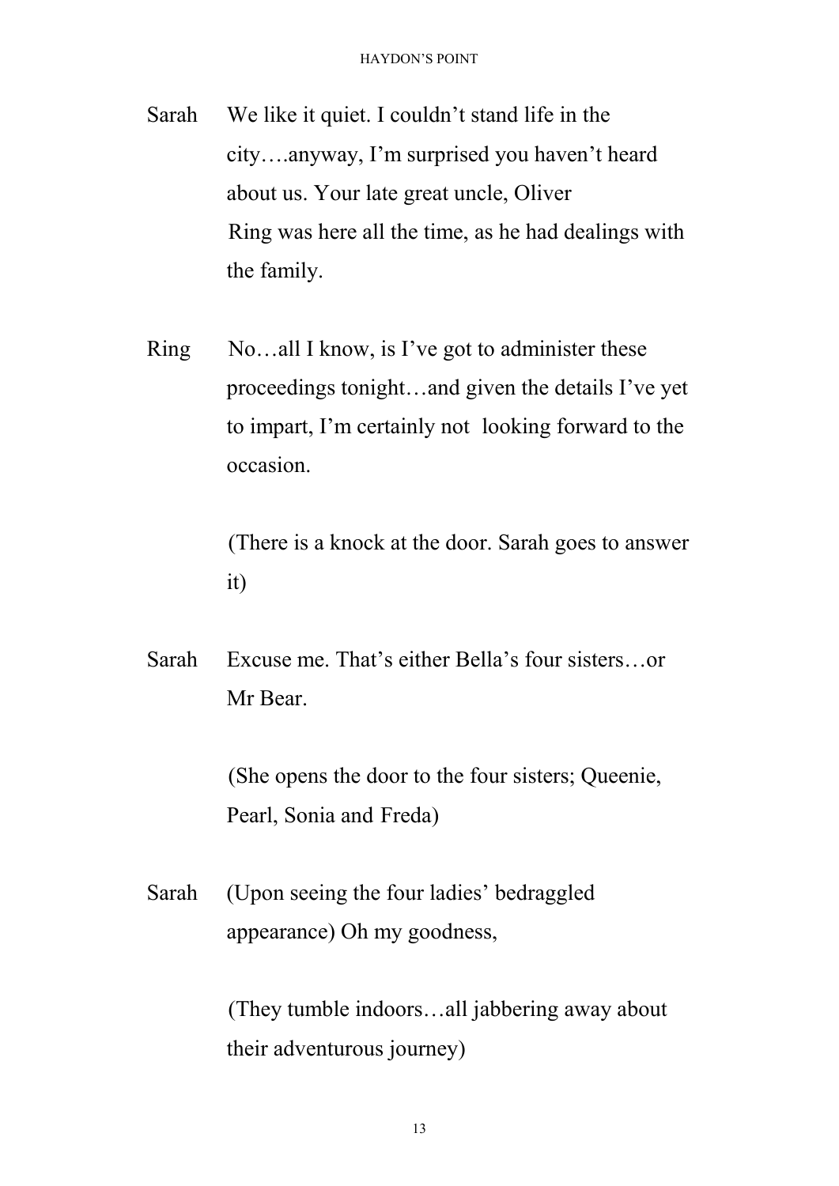Sarah We like it quiet. I couldn't stand life in the city….anyway, I'm surprised you haven't heard about us. Your late great uncle, Oliver Ring was here all the time, as he had dealings with the family.

Ring No…all I know, is I've got to administer these proceedings tonight…and given the details I've yet to impart, I'm certainly not looking forward to the occasion.

(There is a knock at the door. Sarah goes to answer it)

Sarah Excuse me. That's either Bella's four sisters…or Mr Bear.

(She opens the door to the four sisters; Queenie, Pearl, Sonia and Freda)

Sarah (Upon seeing the four ladies' bedraggled appearance) Oh my goodness,

(They tumble indoors…all jabbering away about their adventurous journey)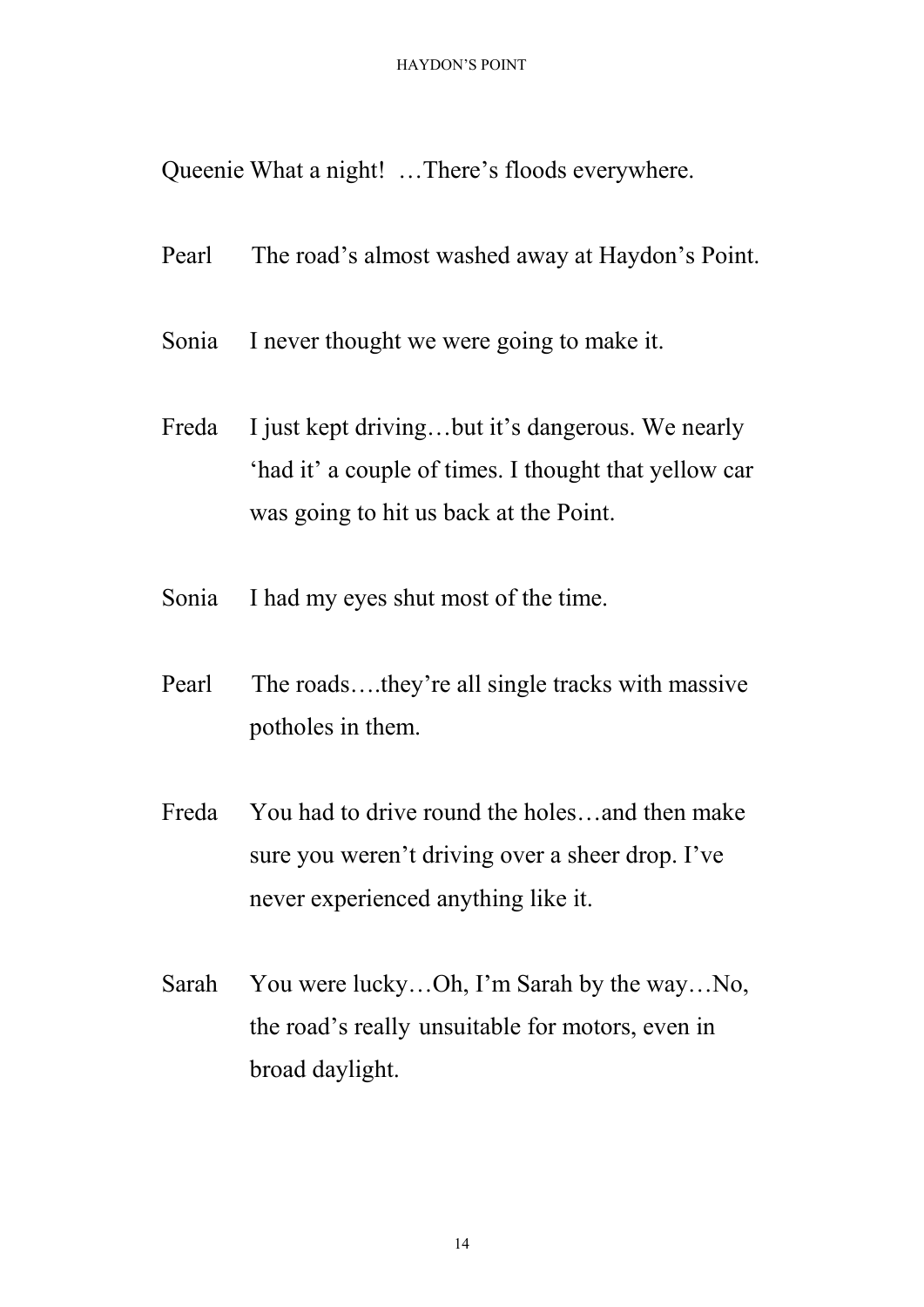Queenie What a night!  …There's floods everywhere.

Pearl The road's almost washed away at Haydon's Point.

Sonia I never thought we were going to make it.

Freda I just kept driving…but it's dangerous. We nearly 'had it' a couple of times. I thought that yellow car was going to hit us back at the Point.

Sonia I had my eyes shut most of the time.

Pearl The roads….they're all single tracks with massive potholes in them.

Freda You had to drive round the holes…and then make sure you weren't driving over a sheer drop. I've never experienced anything like it.

Sarah You were lucky…Oh, I'm Sarah by the way…No, the road's really unsuitable for motors, even in broad daylight.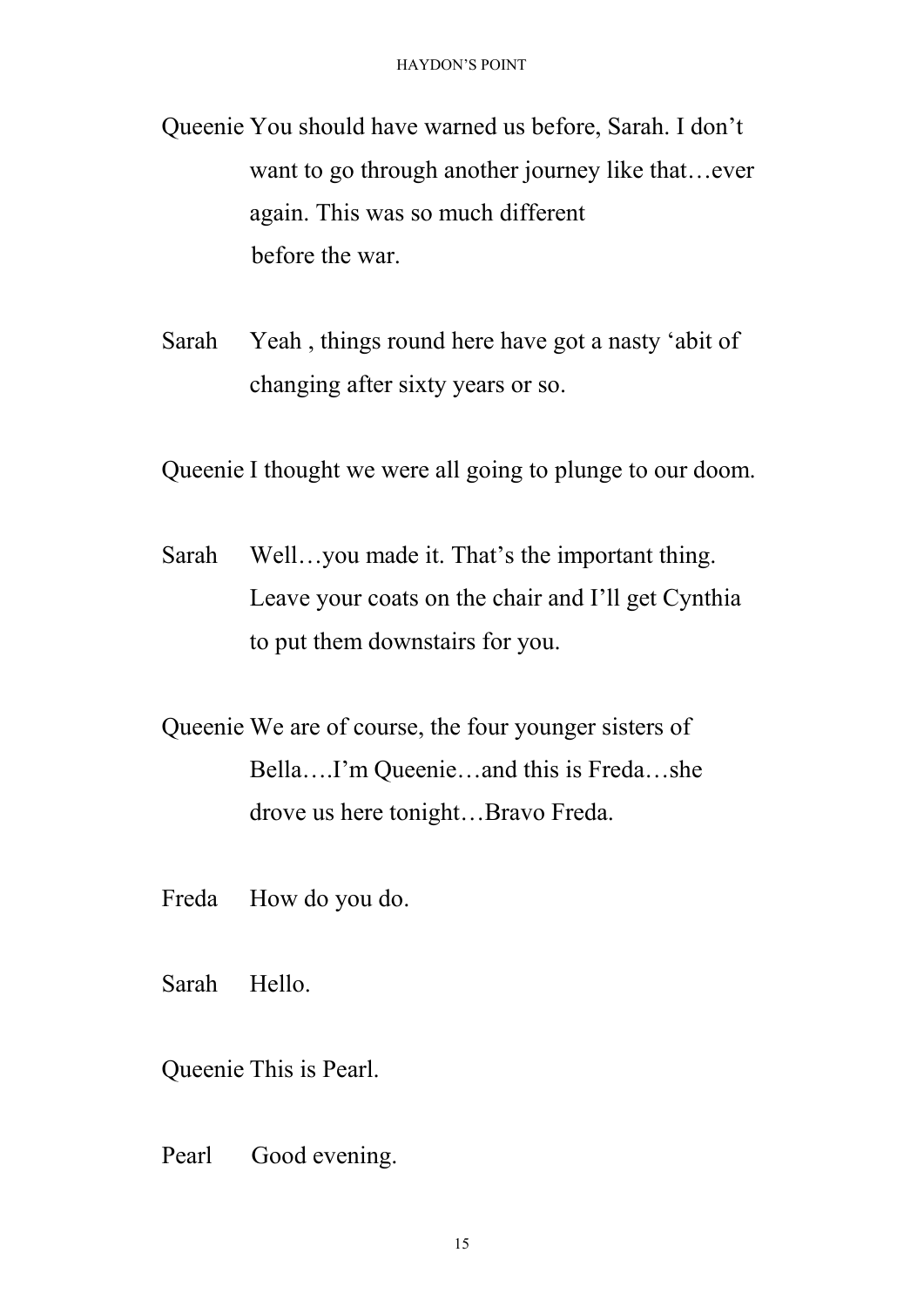Queenie You should have warned us before, Sarah. I don't want to go through another journey like that…ever again. This was so much different before the war.

Sarah Yeah , things round here have got a nasty 'abit of changing after sixty years or so.

Queenie I thought we were all going to plunge to our doom.

Sarah Well…you made it. That's the important thing. Leave your coats on the chair and I'll get Cynthia to put them downstairs for you.

Queenie We are of course, the four younger sisters of Bella….I'm Queenie…and this is Freda…she drove us here tonight…Bravo Freda.

Freda How do you do.

Sarah Hello.

Queenie This is Pearl.

Pearl Good evening.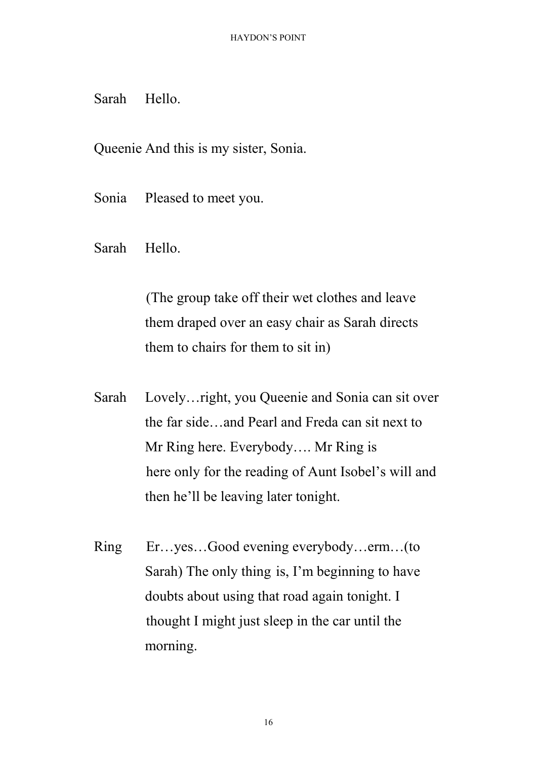Sarah Hello.

Queenie And this is my sister, Sonia.

Sonia Pleased to meet you.

Sarah Hello.

(The group take off their wet clothes and leave them draped over an easy chair as Sarah directs them to chairs for them to sit in)

Sarah Lovely…right, you Queenie and Sonia can sit over the far side…and Pearl and Freda can sit next to Mr Ring here. Everybody…. Mr Ring is here only for the reading of Aunt Isobel's will and then he'll be leaving later tonight.

Ring Er…yes…Good evening everybody…erm…(to Sarah) The only thing is, I'm beginning to have doubts about using that road again tonight. I thought I might just sleep in the car until the morning.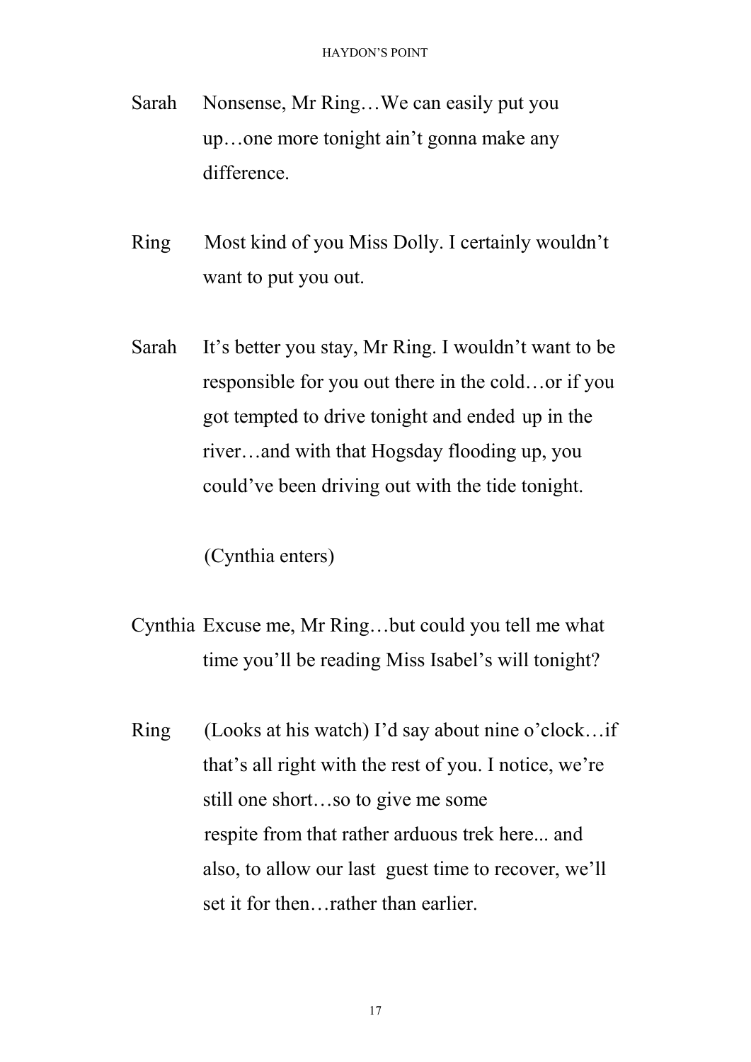Sarah Nonsense, Mr Ring…We can easily put you up…one more tonight ain't gonna make any difference.

Ring Most kind of you Miss Dolly. I certainly wouldn't want to put you out.

Sarah It's better you stay, Mr Ring. I wouldn't want to be responsible for you out there in the cold…or if you got tempted to drive tonight and ended up in the river…and with that Hogsday flooding up, you could've been driving out with the tide tonight.

(Cynthia enters)

Cynthia Excuse me, Mr Ring…but could you tell me what time you'll be reading Miss Isabel's will tonight?

Ring (Looks at his watch) I'd say about nine o'clock…if that's all right with the rest of you. I notice, we're still one short…so to give me some respite from that rather arduous trek here... and also, to allow our last guest time to recover, we'll set it for then…rather than earlier.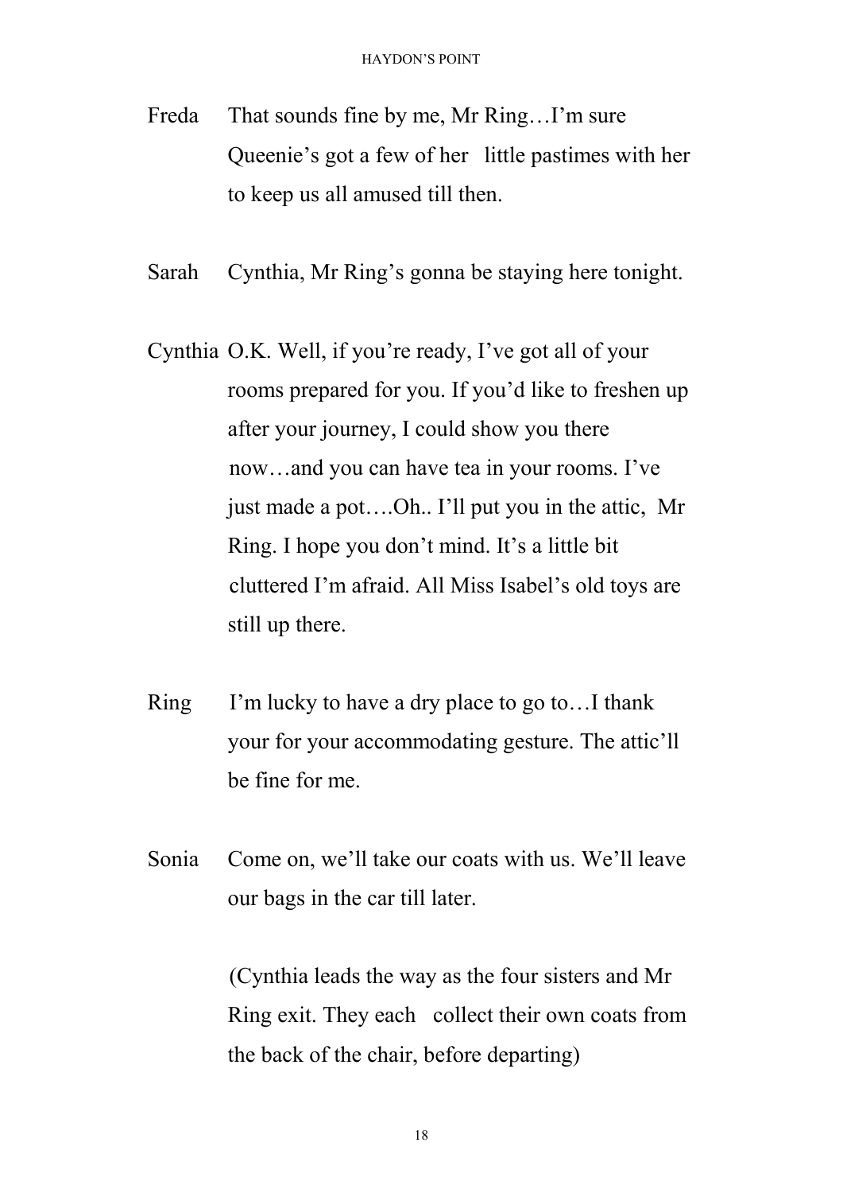Freda That sounds fine by me, Mr Ring…I'm sure Queenie's got a few of her little pastimes with her to keep us all amused till then.

Sarah Cynthia, Mr Ring's gonna be staying here tonight.

Cynthia O.K. Well, if you're ready, I've got all of your rooms prepared for you. If you'd like to freshen up after your journey, I could show you there now…and you can have tea in your rooms. I've just made a pot….Oh.. I'll put you in the attic, Mr Ring. I hope you don't mind. It's a little bit cluttered I'm afraid. All Miss Isabel's old toys are still up there.

Ring I'm lucky to have a dry place to go to…I thank your for your accommodating gesture. The attic'll be fine for me.

Sonia Come on, we'll take our coats with us. We'll leave our bags in the car till later.

(Cynthia leads the way as the four sisters and Mr Ring exit. They each collect their own coats from the back of the chair, before departing)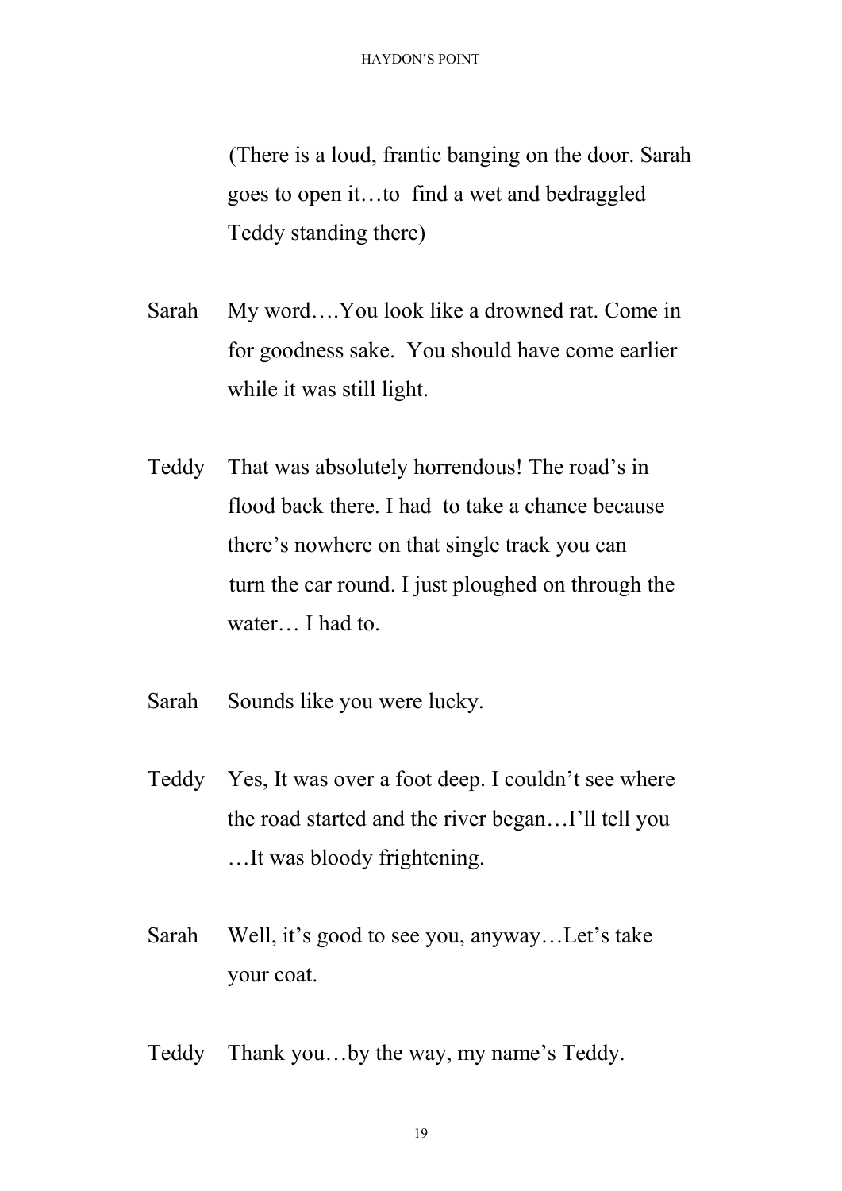(There is a loud, frantic banging on the door. Sarah goes to open it…to find a wet and bedraggled Teddy standing there)

Sarah  My word….You look like a drowned rat. Come in for goodness sake. You should have come earlier while it was still light.

Teddy  That was absolutely horrendous! The road's in flood back there. I had to take a chance because there's nowhere on that single track you can turn the car round. I just ploughed on through the water… I had to.

Sarah  Sounds like you were lucky.

Teddy  Yes, It was over a foot deep. I couldn't see where the road started and the river began…I'll tell you …It was bloody frightening.

Sarah  Well, it's good to see you, anyway…Let's take your coat.

Teddy  Thank you…by the way, my name's Teddy.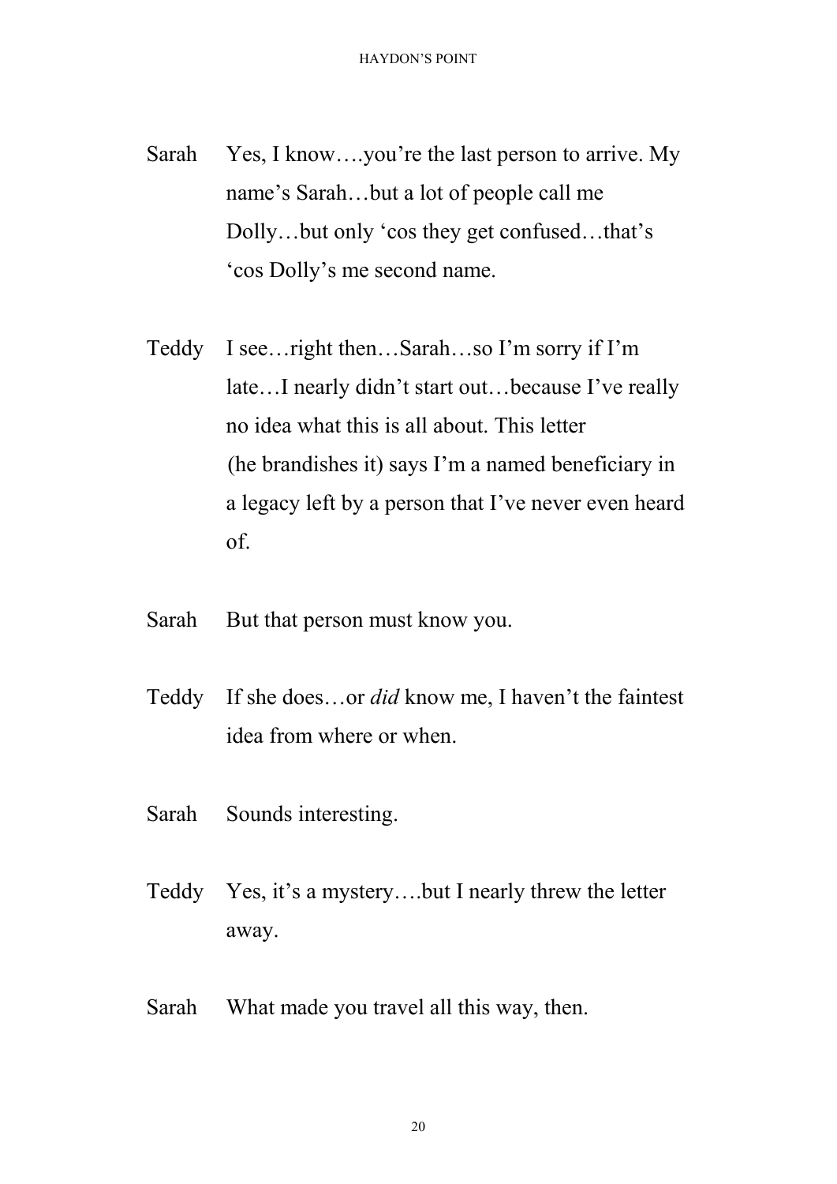Sarah Yes, I know….you’re the last person to arrive. My name’s Sarah…but a lot of people call me Dolly…but only ‘cos they get confused…that’s ‘cos Dolly’s me second name.

Teddy I see…right then…Sarah…so I’m sorry if I’m late…I nearly didn’t start out…because I’ve really no idea what this is all about. This letter (he brandishes it) says I’m a named beneficiary in a legacy left by a person that I’ve never even heard of.

Sarah But that person must know you.

Teddy If she does…or *did* know me, I haven’t the faintest idea from where or when.

Sarah Sounds interesting.

Teddy Yes, it’s a mystery….but I nearly threw the letter away.

Sarah What made you travel all this way, then.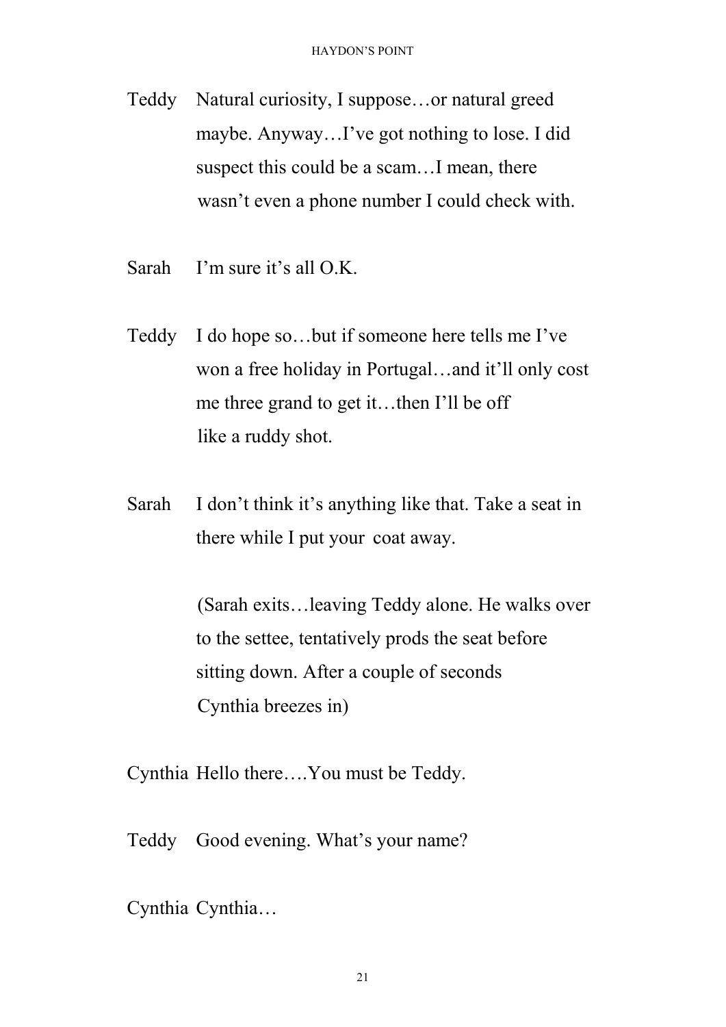Teddy Natural curiosity, I suppose…or natural greed maybe. Anyway…I've got nothing to lose. I did suspect this could be a scam…I mean, there wasn't even a phone number I could check with.

Sarah I'm sure it's all O.K.

Teddy I do hope so…but if someone here tells me I've won a free holiday in Portugal…and it'll only cost me three grand to get it…then I'll be off like a ruddy shot.

Sarah I don't think it's anything like that. Take a seat in there while I put your coat away.

(Sarah exits…leaving Teddy alone. He walks over to the settee, tentatively prods the seat before sitting down. After a couple of seconds Cynthia breezes in)

Cynthia Hello there….You must be Teddy.

Teddy Good evening. What's your name?

Cynthia Cynthia…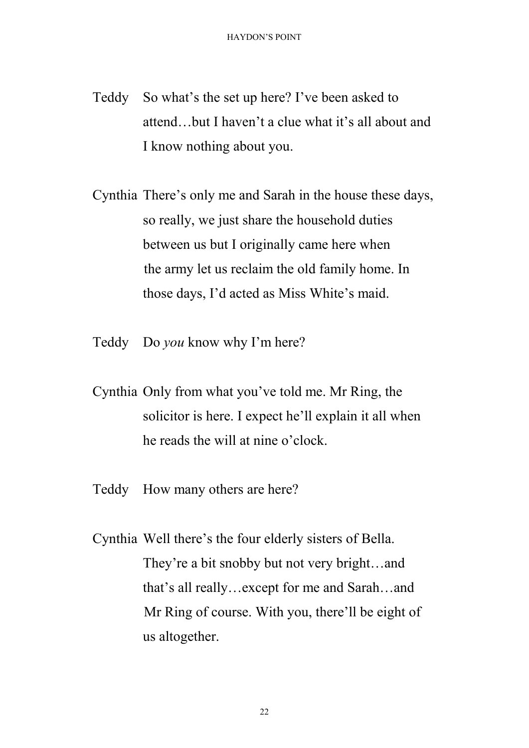Teddy So what's the set up here? I've been asked to attend…but I haven't a clue what it's all about and I know nothing about you.

Cynthia There's only me and Sarah in the house these days, so really, we just share the household duties between us but I originally came here when the army let us reclaim the old family home. In those days, I'd acted as Miss White's maid.

Teddy Do *you* know why I'm here?

Cynthia Only from what you've told me. Mr Ring, the solicitor is here. I expect he'll explain it all when he reads the will at nine o'clock.

Teddy How many others are here?

Cynthia Well there's the four elderly sisters of Bella. They're a bit snobby but not very bright…and that's all really…except for me and Sarah…and Mr Ring of course. With you, there'll be eight of us altogether.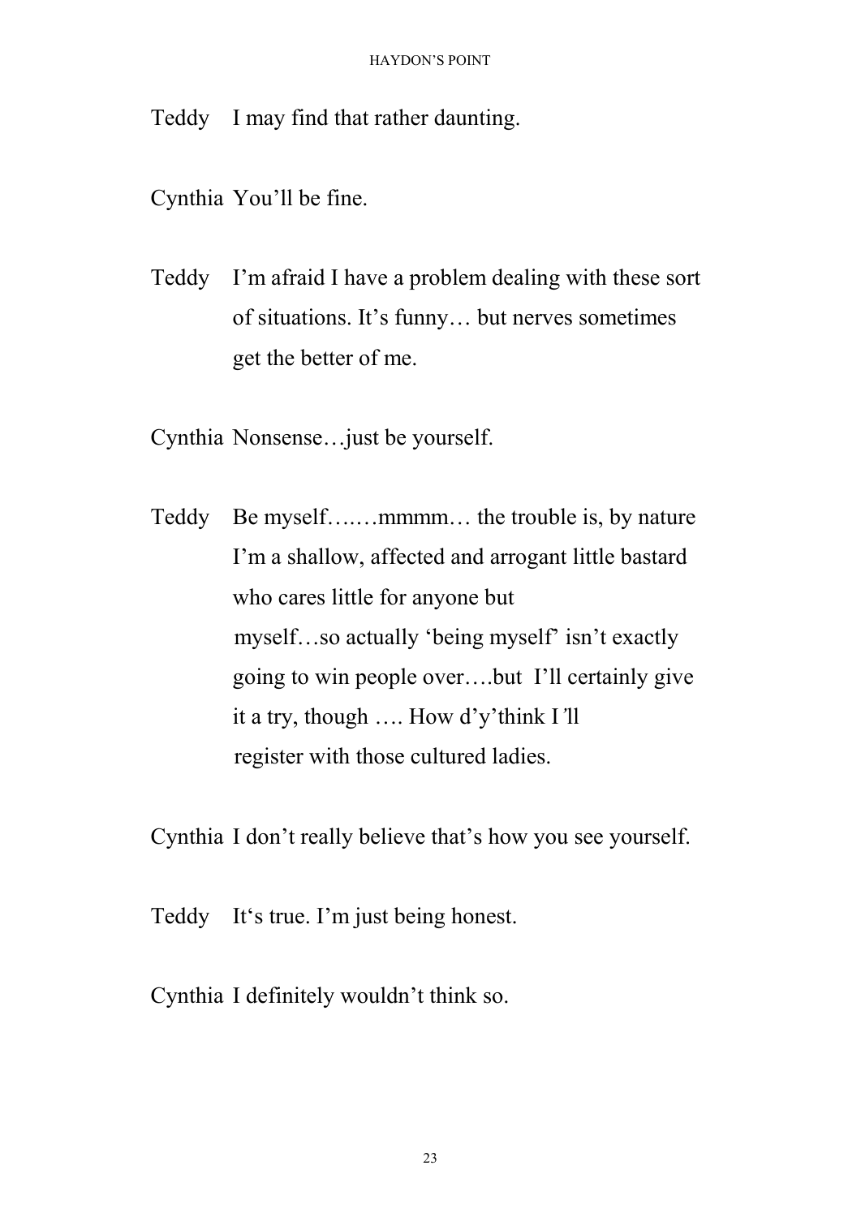Teddy I may find that rather daunting.

Cynthia You'll be fine.

Teddy I'm afraid I have a problem dealing with these sort of situations. It's funny… but nerves sometimes get the better of me.

Cynthia Nonsense…just be yourself.

Teddy Be myself….…mmmm… the trouble is, by nature I'm a shallow, affected and arrogant little bastard who cares little for anyone but myself…so actually 'being myself' isn't exactly going to win people over….but I'll certainly give it a try, though …. How d'y'think I'll register with those cultured ladies.

Cynthia I don't really believe that's how you see yourself.

Teddy It's true. I'm just being honest.

Cynthia I definitely wouldn't think so.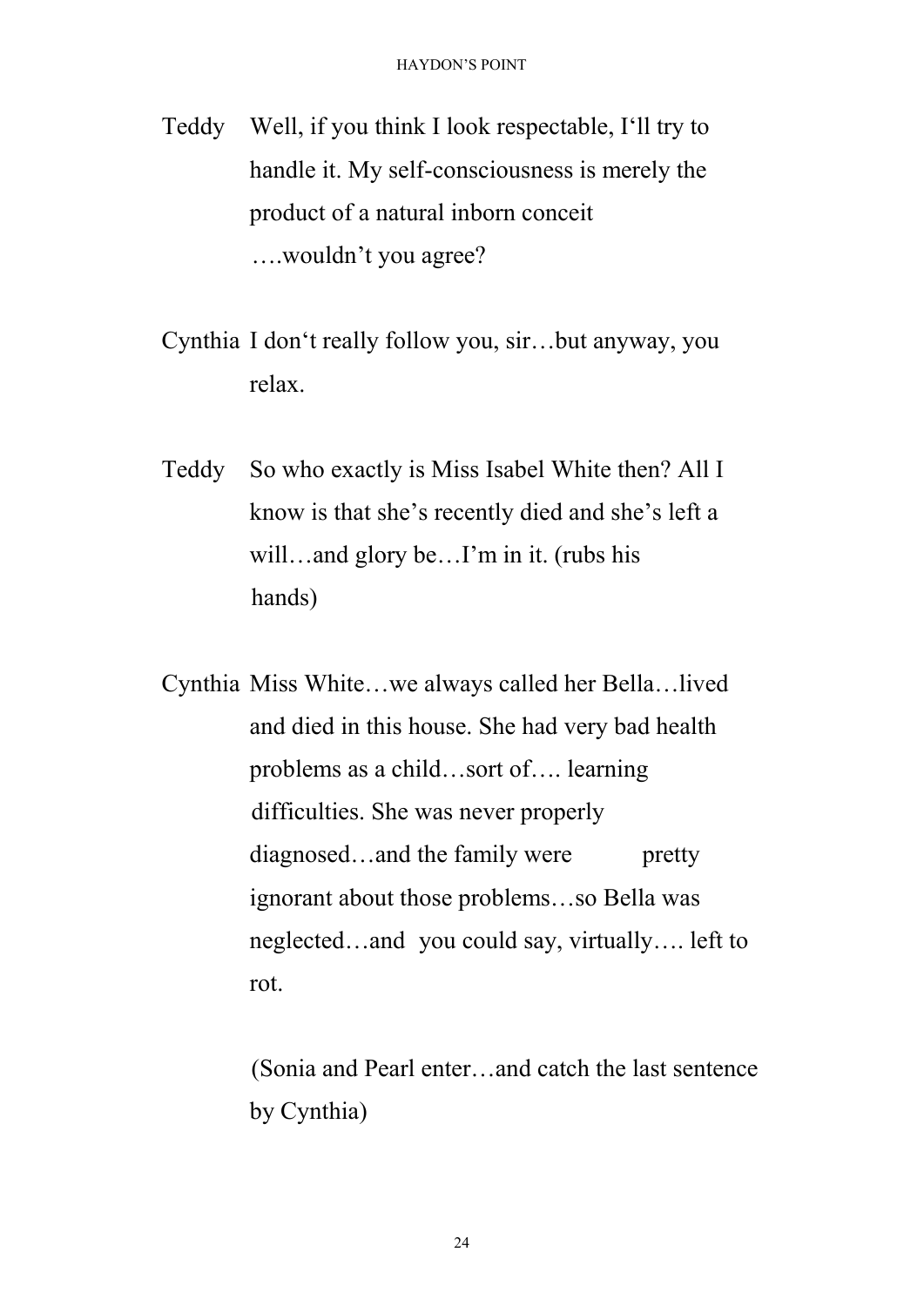Teddy Well, if you think I look respectable, I'll try to handle it. My self-consciousness is merely the product of a natural inborn conceit ….wouldn't you agree?

Cynthia I don't really follow you, sir…but anyway, you relax.

Teddy So who exactly is Miss Isabel White then? All I know is that she's recently died and she's left a will…and glory be…I'm in it. (rubs his hands)

Cynthia Miss White…we always called her Bella…lived and died in this house. She had very bad health problems as a child…sort of…. learning difficulties. She was never properly diagnosed…and the family were pretty ignorant about those problems…so Bella was neglected…and you could say, virtually…. left to rot.

(Sonia and Pearl enter…and catch the last sentence by Cynthia)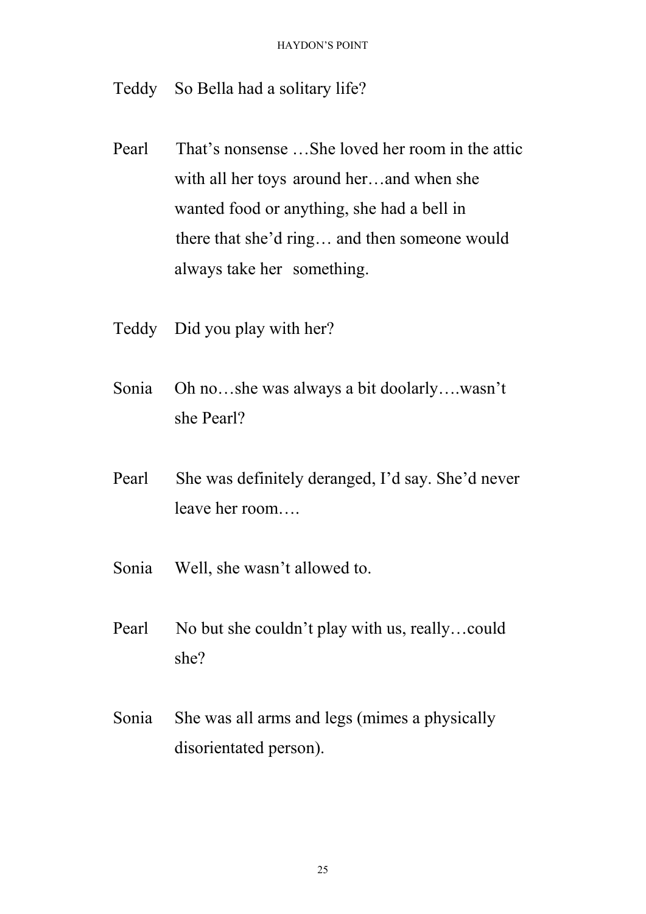Teddy So Bella had a solitary life?

Pearl That's nonsense …She loved her room in the attic with all her toys around her…and when she wanted food or anything, she had a bell in there that she'd ring… and then someone would always take her something.

Teddy Did you play with her?

Sonia Oh no…she was always a bit doolarly….wasn't she Pearl?

Pearl She was definitely deranged, I'd say. She'd never leave her room….

Sonia Well, she wasn't allowed to.

Pearl No but she couldn't play with us, really…could she?

Sonia She was all arms and legs (mimes a physically disorientated person).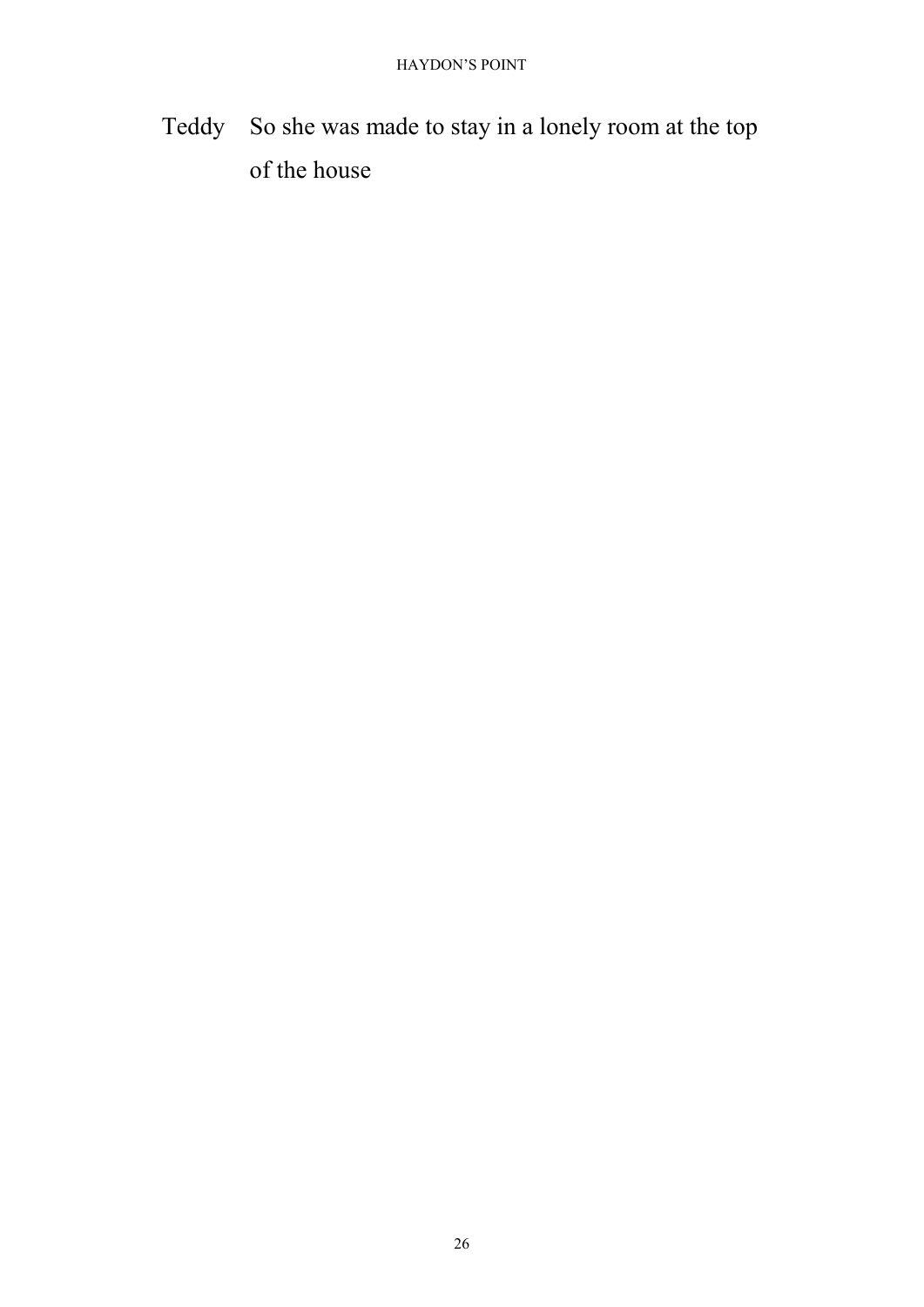Teddy So she was made to stay in a lonely room at the top of the house